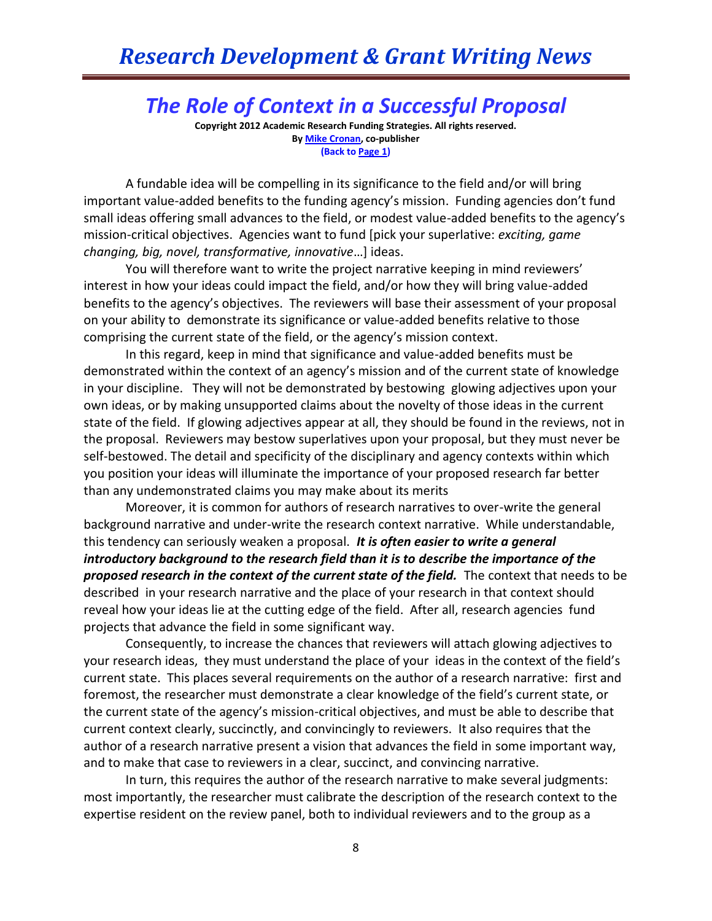# *The Role of Context in a Successful Proposal*

**Copyright 2012 Academic Research Funding Strategies. All rights reserved.**
**By Mike Cronan, co-publisher**
**(Back to Page 1)**

A fundable idea will be compelling in its significance to the field and/or will bring important value-added benefits to the funding agency's mission. Funding agencies don't fund small ideas offering small advances to the field, or modest value-added benefits to the agency's mission-critical objectives. Agencies want to fund [pick your superlative: *exciting, game changing, big, novel, transformative, innovative*…] ideas.

You will therefore want to write the project narrative keeping in mind reviewers' interest in how your ideas could impact the field, and/or how they will bring value-added benefits to the agency's objectives. The reviewers will base their assessment of your proposal on your ability to demonstrate its significance or value-added benefits relative to those comprising the current state of the field, or the agency's mission context.

In this regard, keep in mind that significance and value-added benefits must be demonstrated within the context of an agency's mission and of the current state of knowledge in your discipline. They will not be demonstrated by bestowing glowing adjectives upon your own ideas, or by making unsupported claims about the novelty of those ideas in the current state of the field. If glowing adjectives appear at all, they should be found in the reviews, not in the proposal. Reviewers may bestow superlatives upon your proposal, but they must never be self-bestowed. The detail and specificity of the disciplinary and agency contexts within which you position your ideas will illuminate the importance of your proposed research far better than any undemonstrated claims you may make about its merits

Moreover, it is common for authors of research narratives to over-write the general background narrative and under-write the research context narrative. While understandable, this tendency can seriously weaken a proposal. ***It is often easier to write a general introductory background to the research field than it is to describe the importance of the proposed research in the context of the current state of the field.*** The context that needs to be described in your research narrative and the place of your research in that context should reveal how your ideas lie at the cutting edge of the field. After all, research agencies fund projects that advance the field in some significant way.

Consequently, to increase the chances that reviewers will attach glowing adjectives to your research ideas, they must understand the place of your ideas in the context of the field's current state. This places several requirements on the author of a research narrative: first and foremost, the researcher must demonstrate a clear knowledge of the field's current state, or the current state of the agency's mission-critical objectives, and must be able to describe that current context clearly, succinctly, and convincingly to reviewers. It also requires that the author of a research narrative present a vision that advances the field in some important way, and to make that case to reviewers in a clear, succinct, and convincing narrative.

In turn, this requires the author of the research narrative to make several judgments: most importantly, the researcher must calibrate the description of the research context to the expertise resident on the review panel, both to individual reviewers and to the group as a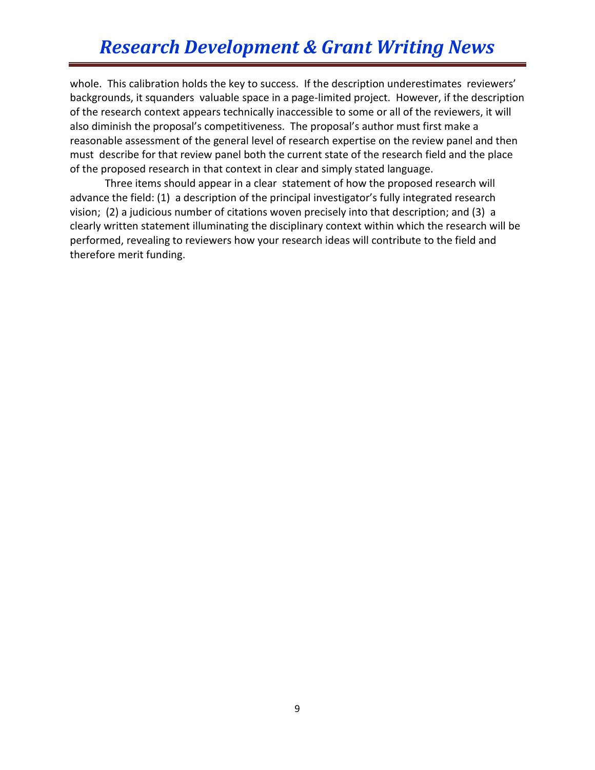whole. This calibration holds the key to success. If the description underestimates reviewers' backgrounds, it squanders valuable space in a page-limited project. However, if the description of the research context appears technically inaccessible to some or all of the reviewers, it will also diminish the proposal's competitiveness. The proposal's author must first make a reasonable assessment of the general level of research expertise on the review panel and then must describe for that review panel both the current state of the research field and the place of the proposed research in that context in clear and simply stated language.

Three items should appear in a clear statement of how the proposed research will advance the field: (1) a description of the principal investigator's fully integrated research vision; (2) a judicious number of citations woven precisely into that description; and (3) a clearly written statement illuminating the disciplinary context within which the research will be performed, revealing to reviewers how your research ideas will contribute to the field and therefore merit funding.